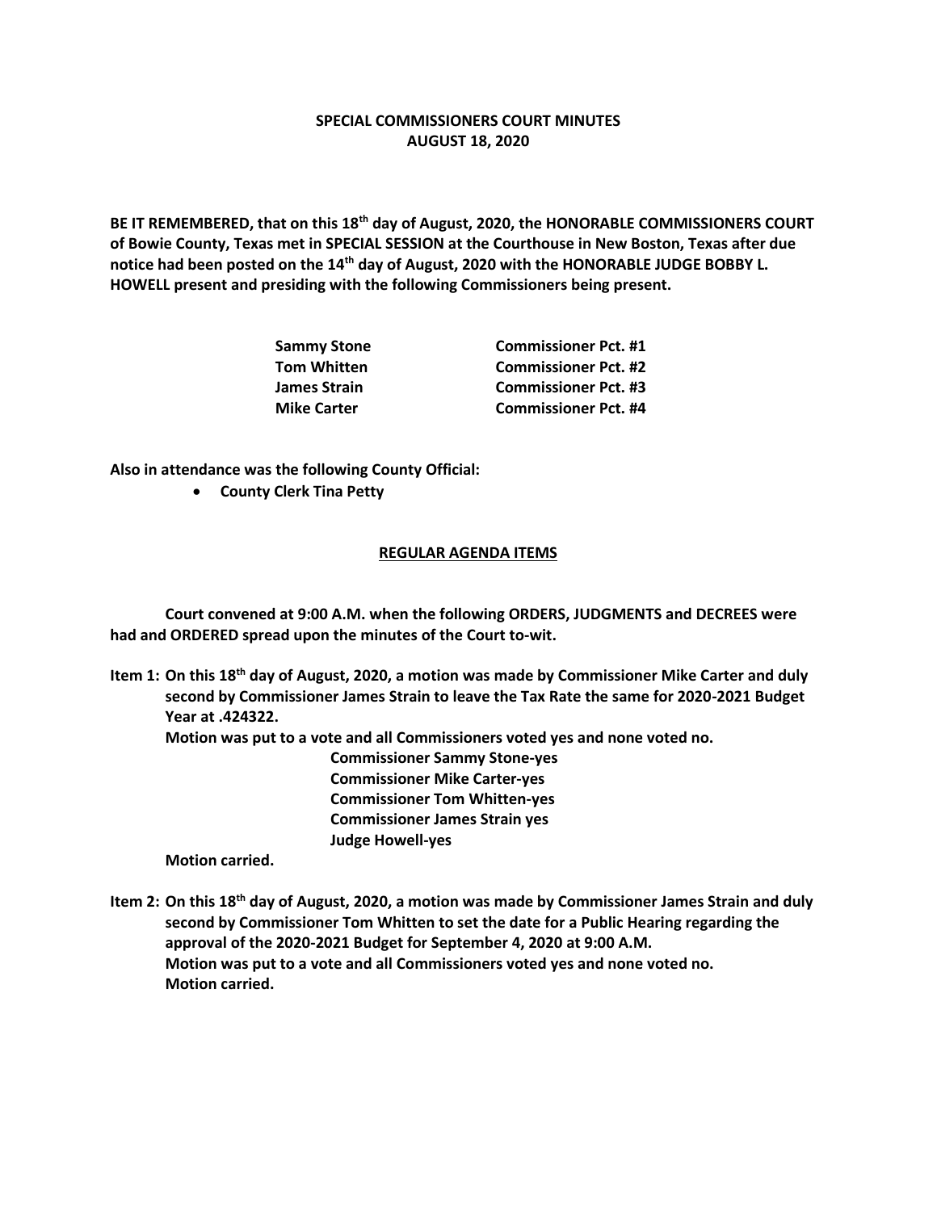**SPECIAL COMMISSIONERS COURT MINUTES**
**AUGUST 18, 2020**

**BE IT REMEMBERED, that on this 18th day of August, 2020, the HONORABLE COMMISSIONERS COURT of Bowie County, Texas met in SPECIAL SESSION at the Courthouse in New Boston, Texas after due notice had been posted on the 14th day of August, 2020 with the HONORABLE JUDGE BOBBY L. HOWELL present and presiding with the following Commissioners being present.**

| | |
|---|---|
| **Sammy Stone** | **Commissioner Pct. #1** |
| **Tom Whitten** | **Commissioner Pct. #2** |
| **James Strain** | **Commissioner Pct. #3** |
| **Mike Carter** | **Commissioner Pct. #4** |

**Also in attendance was the following County Official:**

- **County Clerk Tina Petty**

**REGULAR AGENDA ITEMS**

**Court convened at 9:00 A.M. when the following ORDERS, JUDGMENTS and DECREES were had and ORDERED spread upon the minutes of the Court to-wit.**

**Item 1: On this 18th day of August, 2020, a motion was made by Commissioner Mike Carter and duly second by Commissioner James Strain to leave the Tax Rate the same for 2020-2021 Budget Year at .424322.**
**Motion was put to a vote and all Commissioners voted yes and none voted no.**
**Commissioner Sammy Stone-yes**
**Commissioner Mike Carter-yes**
**Commissioner Tom Whitten-yes**
**Commissioner James Strain yes**
**Judge Howell-yes**
**Motion carried.**

**Item 2: On this 18th day of August, 2020, a motion was made by Commissioner James Strain and duly second by Commissioner Tom Whitten to set the date for a Public Hearing regarding the approval of the 2020-2021 Budget for September 4, 2020 at 9:00 A.M.**
**Motion was put to a vote and all Commissioners voted yes and none voted no.**
**Motion carried.**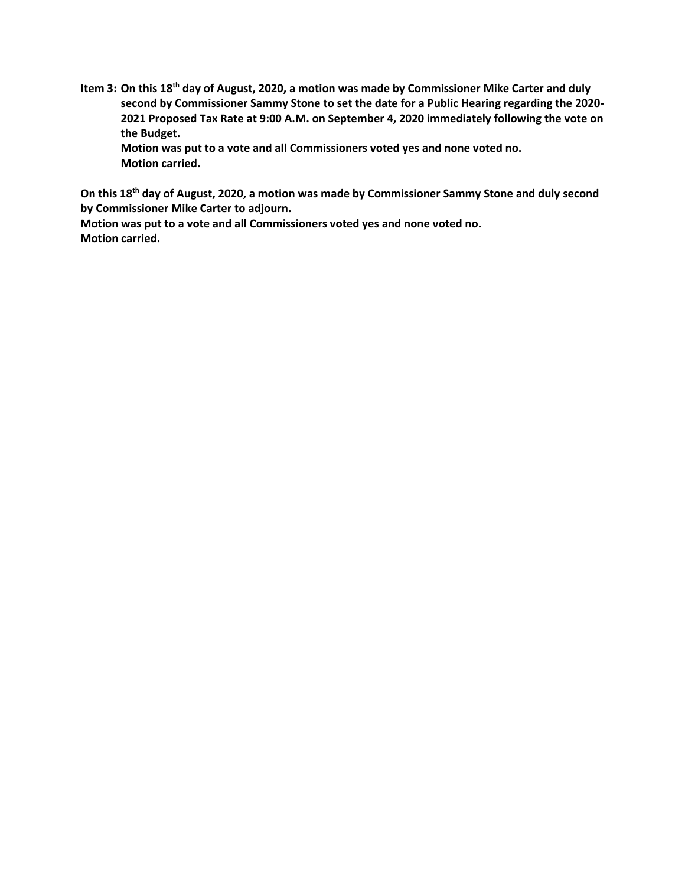**Item 3: On this 18th day of August, 2020, a motion was made by Commissioner Mike Carter and duly second by Commissioner Sammy Stone to set the date for a Public Hearing regarding the 2020-2021 Proposed Tax Rate at 9:00 A.M. on September 4, 2020 immediately following the vote on the Budget.**
**Motion was put to a vote and all Commissioners voted yes and none voted no.**
**Motion carried.**

**On this 18th day of August, 2020, a motion was made by Commissioner Sammy Stone and duly second by Commissioner Mike Carter to adjourn.**
**Motion was put to a vote and all Commissioners voted yes and none voted no.**
**Motion carried.**